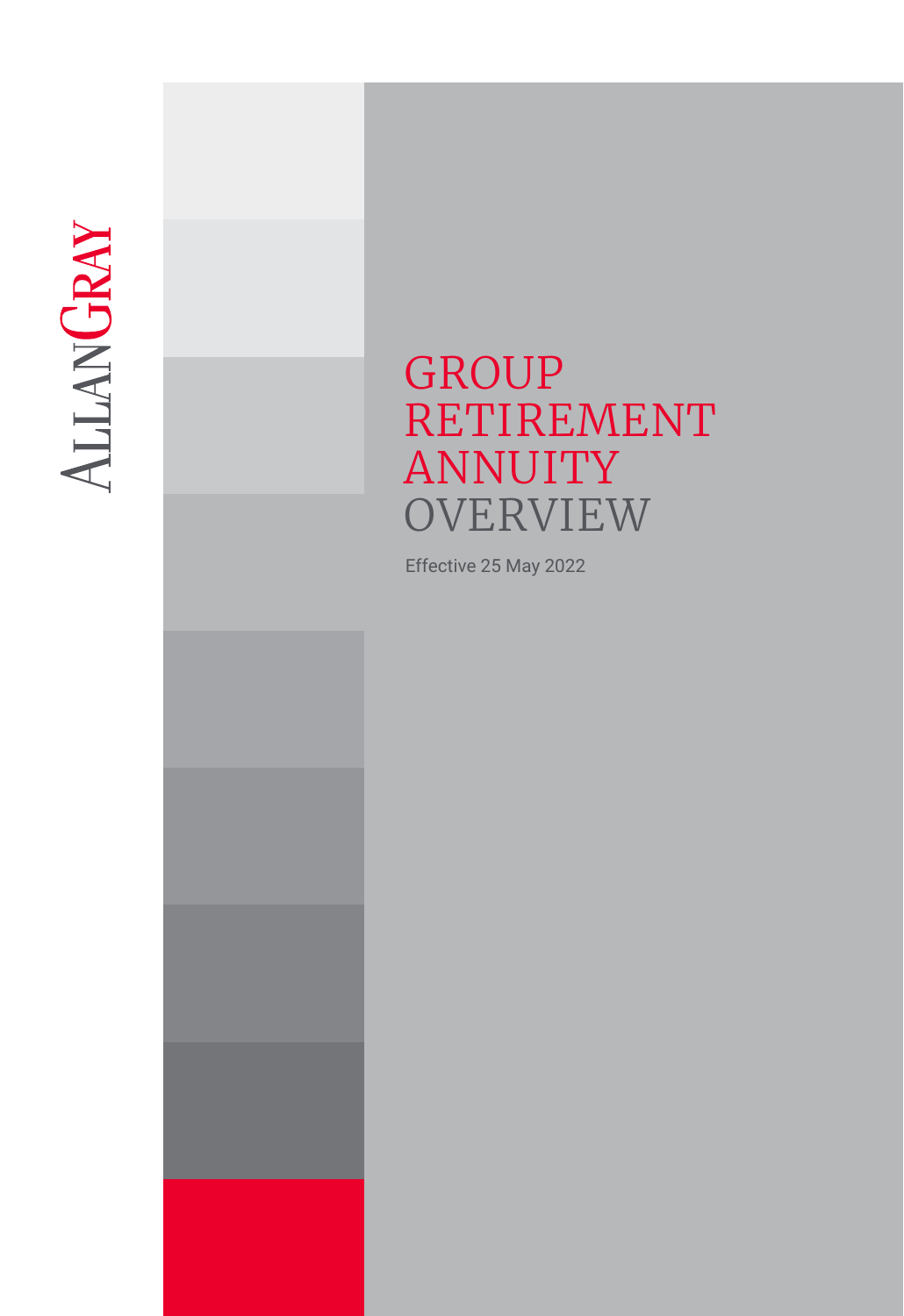ALLANGRAY

# GROUP RETIREMENT ANNUITY OVERVIEW

Effective 25 May 2022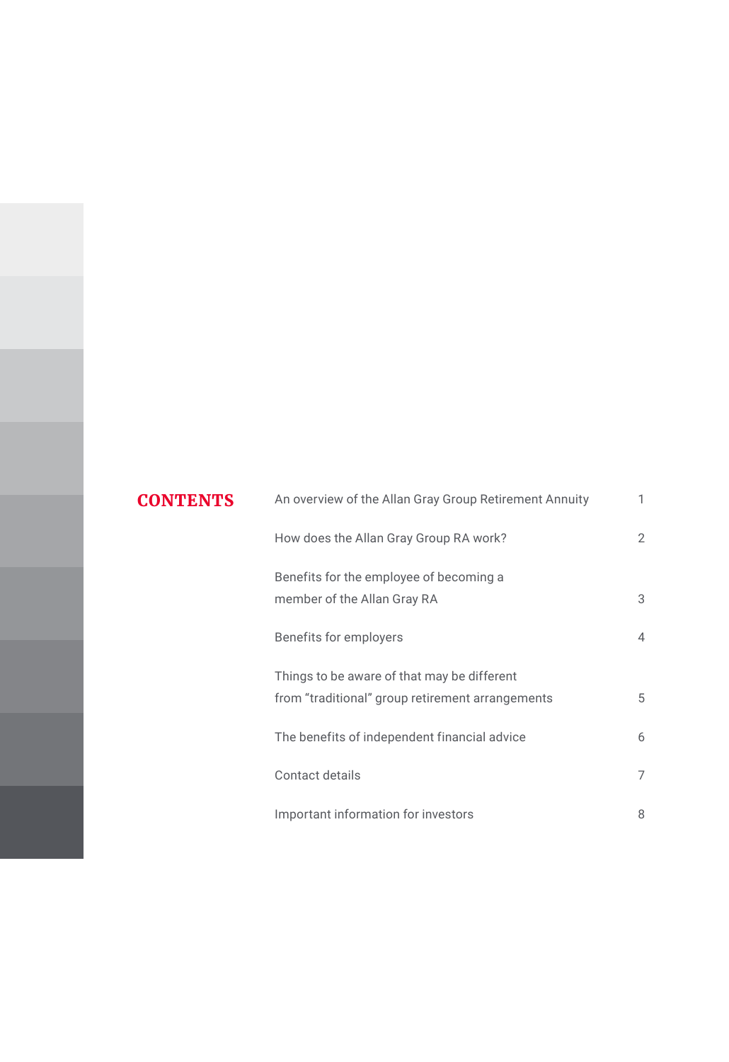# CONTENTS

| | |
|---|---|
| An overview of the Allan Gray Group Retirement Annuity | 1 |
| How does the Allan Gray Group RA work? | 2 |
| Benefits for the employee of becoming a member of the Allan Gray RA | 3 |
| Benefits for employers | 4 |
| Things to be aware of that may be different from "traditional" group retirement arrangements | 5 |
| The benefits of independent financial advice | 6 |
| Contact details | 7 |
| Important information for investors | 8 |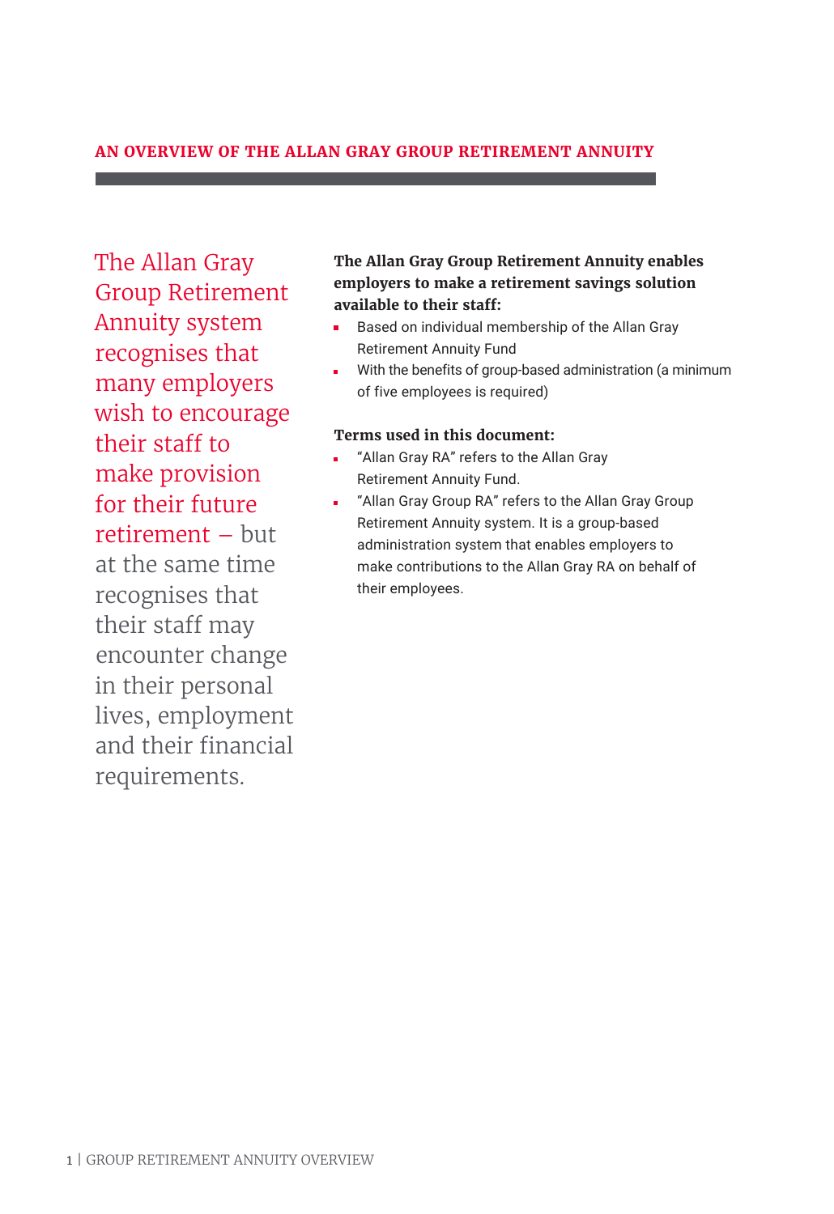## AN OVERVIEW OF THE ALLAN GRAY GROUP RETIREMENT ANNUITY

The Allan Gray Group Retirement Annuity system recognises that many employers wish to encourage their staff to make provision for their future retirement – but at the same time recognises that their staff may encounter change in their personal lives, employment and their financial requirements.

**The Allan Gray Group Retirement Annuity enables employers to make a retirement savings solution available to their staff:**

- Based on individual membership of the Allan Gray Retirement Annuity Fund
- With the benefits of group-based administration (a minimum of five employees is required)

**Terms used in this document:**

- "Allan Gray RA" refers to the Allan Gray Retirement Annuity Fund.
- "Allan Gray Group RA" refers to the Allan Gray Group Retirement Annuity system. It is a group-based administration system that enables employers to make contributions to the Allan Gray RA on behalf of their employees.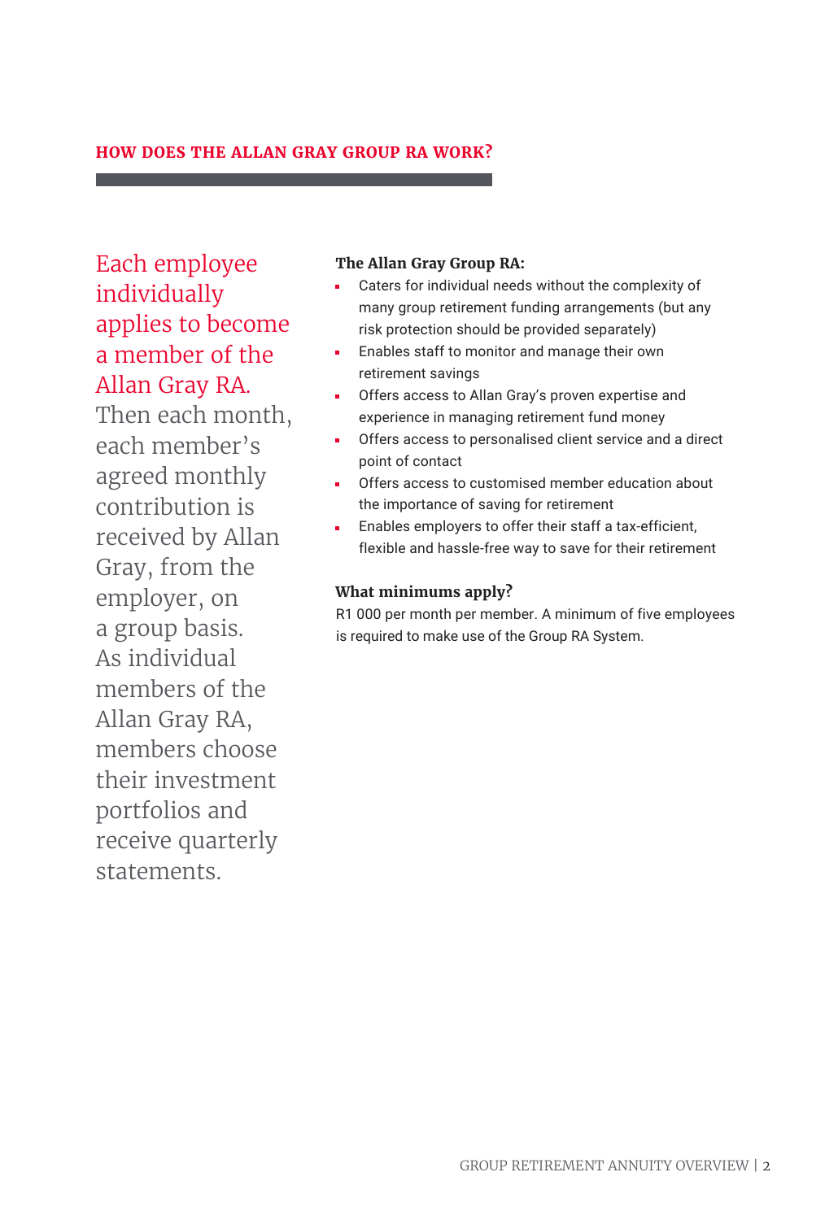## HOW DOES THE ALLAN GRAY GROUP RA WORK?

Each employee individually applies to become a member of the Allan Gray RA. Then each month, each member's agreed monthly contribution is received by Allan Gray, from the employer, on a group basis. As individual members of the Allan Gray RA, members choose their investment portfolios and receive quarterly statements.

**The Allan Gray Group RA:**

- Caters for individual needs without the complexity of many group retirement funding arrangements (but any risk protection should be provided separately)
- Enables staff to monitor and manage their own retirement savings
- Offers access to Allan Gray's proven expertise and experience in managing retirement fund money
- Offers access to personalised client service and a direct point of contact
- Offers access to customised member education about the importance of saving for retirement
- Enables employers to offer their staff a tax-efficient, flexible and hassle-free way to save for their retirement

**What minimums apply?**

R1 000 per month per member. A minimum of five employees is required to make use of the Group RA System.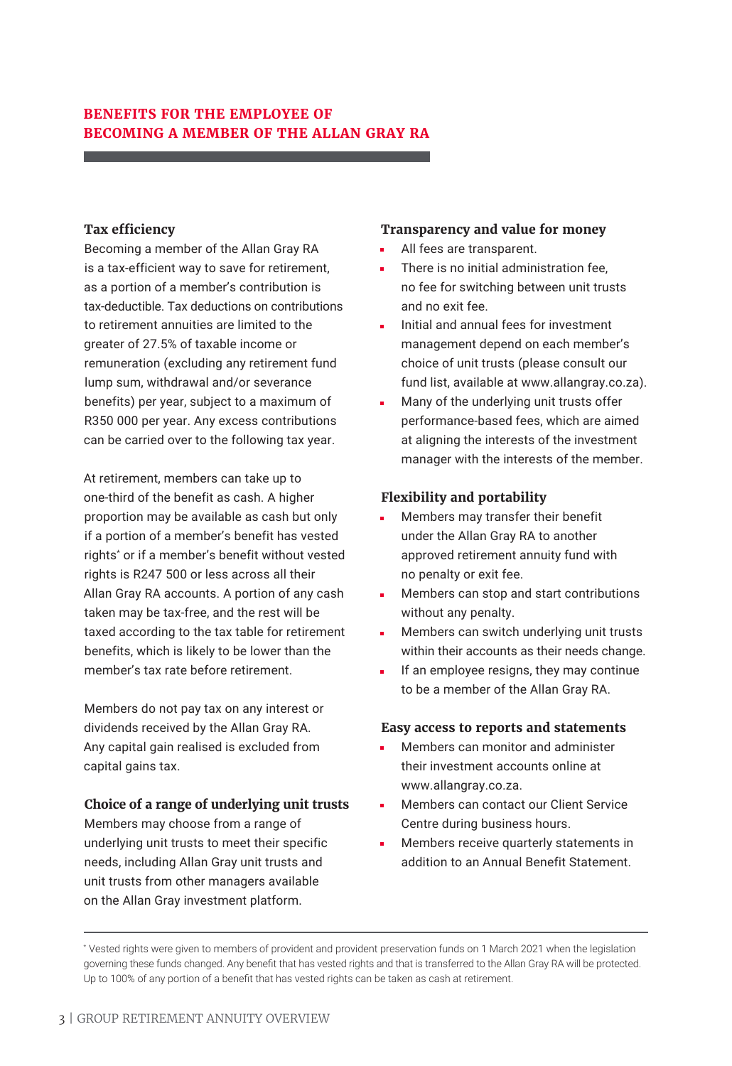## BENEFITS FOR THE EMPLOYEE OF BECOMING A MEMBER OF THE ALLAN GRAY RA

### Tax efficiency

Becoming a member of the Allan Gray RA is a tax-efficient way to save for retirement, as a portion of a member's contribution is tax-deductible. Tax deductions on contributions to retirement annuities are limited to the greater of 27.5% of taxable income or remuneration (excluding any retirement fund lump sum, withdrawal and/or severance benefits) per year, subject to a maximum of R350 000 per year. Any excess contributions can be carried over to the following tax year.

At retirement, members can take up to one-third of the benefit as cash. A higher proportion may be available as cash but only if a portion of a member's benefit has vested rights* or if a member's benefit without vested rights is R247 500 or less across all their Allan Gray RA accounts. A portion of any cash taken may be tax-free, and the rest will be taxed according to the tax table for retirement benefits, which is likely to be lower than the member's tax rate before retirement.

Members do not pay tax on any interest or dividends received by the Allan Gray RA. Any capital gain realised is excluded from capital gains tax.

### Choice of a range of underlying unit trusts

Members may choose from a range of underlying unit trusts to meet their specific needs, including Allan Gray unit trusts and unit trusts from other managers available on the Allan Gray investment platform.

### Transparency and value for money

- All fees are transparent.
- There is no initial administration fee, no fee for switching between unit trusts and no exit fee.
- Initial and annual fees for investment management depend on each member's choice of unit trusts (please consult our fund list, available at www.allangray.co.za).
- Many of the underlying unit trusts offer performance-based fees, which are aimed at aligning the interests of the investment manager with the interests of the member.

### Flexibility and portability

- Members may transfer their benefit under the Allan Gray RA to another approved retirement annuity fund with no penalty or exit fee.
- Members can stop and start contributions without any penalty.
- Members can switch underlying unit trusts within their accounts as their needs change.
- If an employee resigns, they may continue to be a member of the Allan Gray RA.

### Easy access to reports and statements

- Members can monitor and administer their investment accounts online at www.allangray.co.za.
- Members can contact our Client Service Centre during business hours.
- Members receive quarterly statements in addition to an Annual Benefit Statement.

---

* Vested rights were given to members of provident and provident preservation funds on 1 March 2021 when the legislation governing these funds changed. Any benefit that has vested rights and that is transferred to the Allan Gray RA will be protected. Up to 100% of any portion of a benefit that has vested rights can be taken as cash at retirement.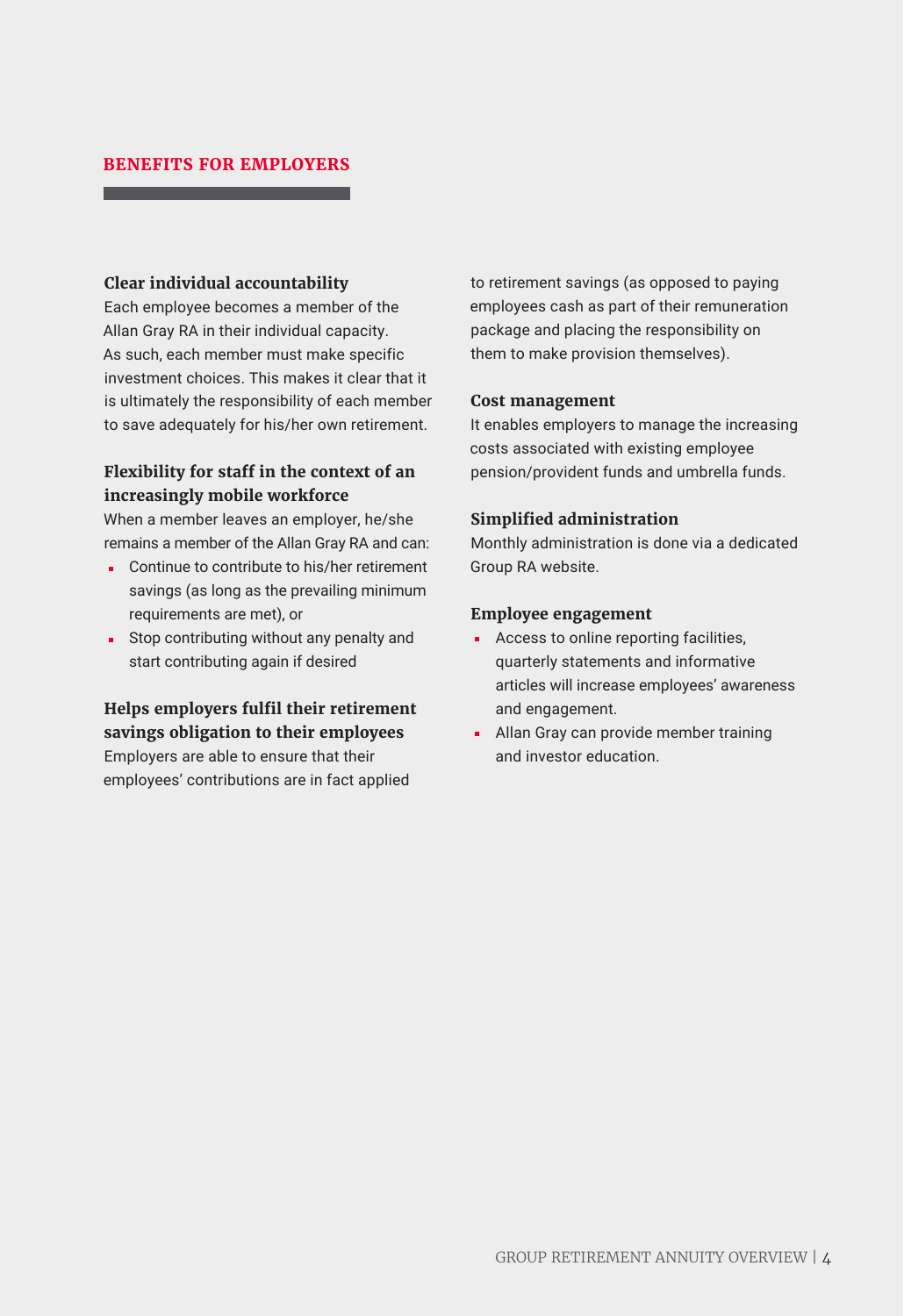## BENEFITS FOR EMPLOYERS

### Clear individual accountability

Each employee becomes a member of the Allan Gray RA in their individual capacity. As such, each member must make specific investment choices. This makes it clear that it is ultimately the responsibility of each member to save adequately for his/her own retirement.

### Flexibility for staff in the context of an increasingly mobile workforce

When a member leaves an employer, he/she remains a member of the Allan Gray RA and can:

- Continue to contribute to his/her retirement savings (as long as the prevailing minimum requirements are met), or
- Stop contributing without any penalty and start contributing again if desired

### Helps employers fulfil their retirement savings obligation to their employees

Employers are able to ensure that their employees' contributions are in fact applied to retirement savings (as opposed to paying employees cash as part of their remuneration package and placing the responsibility on them to make provision themselves).

### Cost management

It enables employers to manage the increasing costs associated with existing employee pension/provident funds and umbrella funds.

### Simplified administration

Monthly administration is done via a dedicated Group RA website.

### Employee engagement

- Access to online reporting facilities, quarterly statements and informative articles will increase employees' awareness and engagement.
- Allan Gray can provide member training and investor education.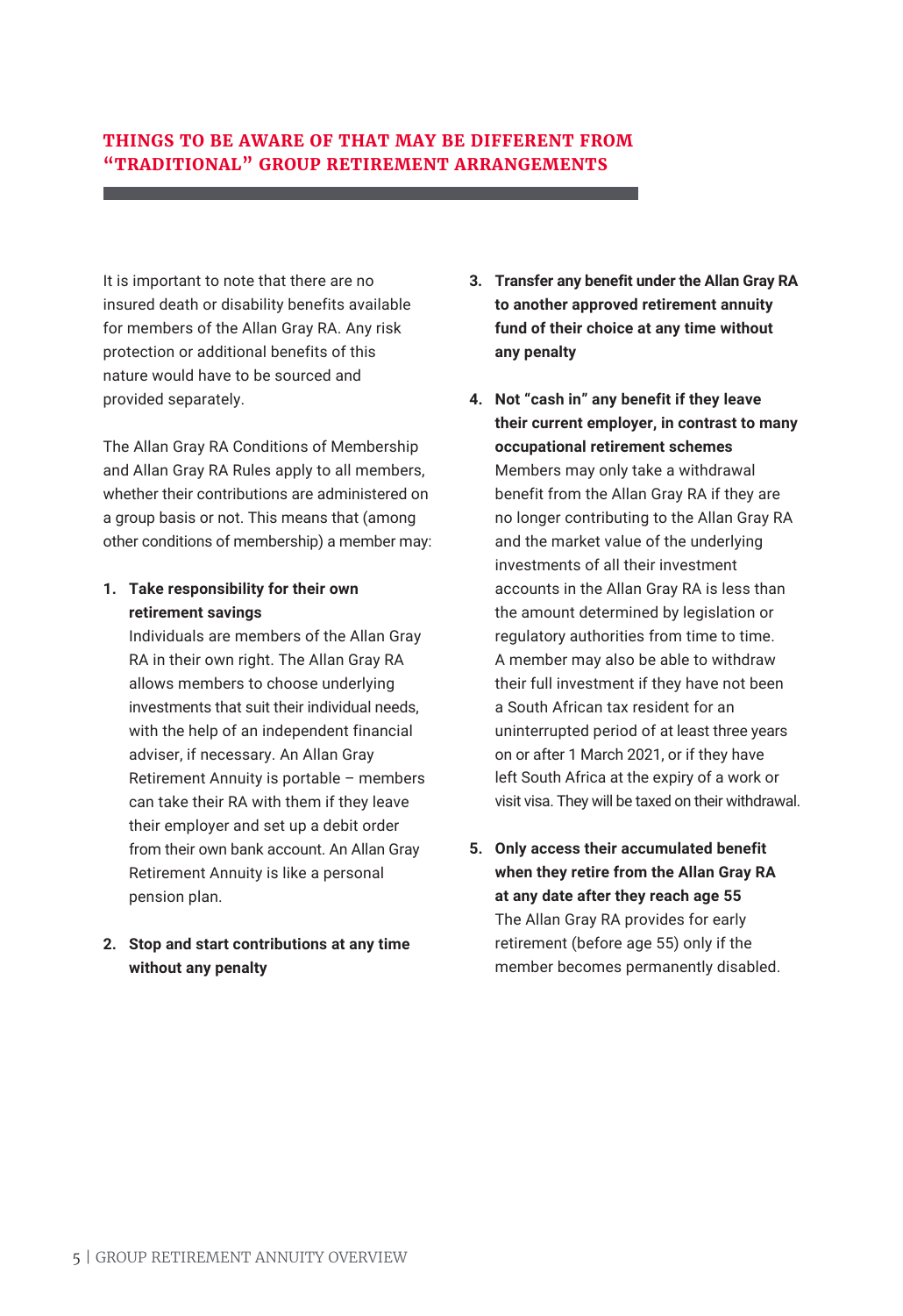## THINGS TO BE AWARE OF THAT MAY BE DIFFERENT FROM "TRADITIONAL" GROUP RETIREMENT ARRANGEMENTS

It is important to note that there are no insured death or disability benefits available for members of the Allan Gray RA. Any risk protection or additional benefits of this nature would have to be sourced and provided separately.

The Allan Gray RA Conditions of Membership and Allan Gray RA Rules apply to all members, whether their contributions are administered on a group basis or not. This means that (among other conditions of membership) a member may:

1. **Take responsibility for their own retirement savings**
   Individuals are members of the Allan Gray RA in their own right. The Allan Gray RA allows members to choose underlying investments that suit their individual needs, with the help of an independent financial adviser, if necessary. An Allan Gray Retirement Annuity is portable – members can take their RA with them if they leave their employer and set up a debit order from their own bank account. An Allan Gray Retirement Annuity is like a personal pension plan.

2. **Stop and start contributions at any time without any penalty**

3. **Transfer any benefit under the Allan Gray RA to another approved retirement annuity fund of their choice at any time without any penalty**

4. **Not "cash in" any benefit if they leave their current employer, in contrast to many occupational retirement schemes**
   Members may only take a withdrawal benefit from the Allan Gray RA if they are no longer contributing to the Allan Gray RA and the market value of the underlying investments of all their investment accounts in the Allan Gray RA is less than the amount determined by legislation or regulatory authorities from time to time. A member may also be able to withdraw their full investment if they have not been a South African tax resident for an uninterrupted period of at least three years on or after 1 March 2021, or if they have left South Africa at the expiry of a work or visit visa. They will be taxed on their withdrawal.

5. **Only access their accumulated benefit when they retire from the Allan Gray RA at any date after they reach age 55**
   The Allan Gray RA provides for early retirement (before age 55) only if the member becomes permanently disabled.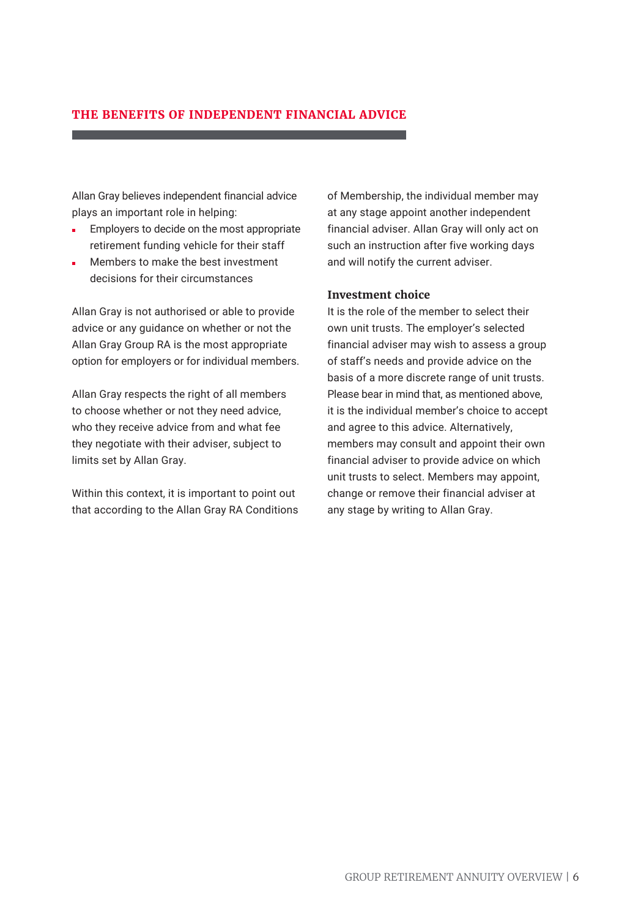## THE BENEFITS OF INDEPENDENT FINANCIAL ADVICE

Allan Gray believes independent financial advice plays an important role in helping:

- Employers to decide on the most appropriate retirement funding vehicle for their staff
- Members to make the best investment decisions for their circumstances

Allan Gray is not authorised or able to provide advice or any guidance on whether or not the Allan Gray Group RA is the most appropriate option for employers or for individual members.

Allan Gray respects the right of all members to choose whether or not they need advice, who they receive advice from and what fee they negotiate with their adviser, subject to limits set by Allan Gray.

Within this context, it is important to point out that according to the Allan Gray RA Conditions of Membership, the individual member may at any stage appoint another independent financial adviser. Allan Gray will only act on such an instruction after five working days and will notify the current adviser.

### Investment choice

It is the role of the member to select their own unit trusts. The employer's selected financial adviser may wish to assess a group of staff's needs and provide advice on the basis of a more discrete range of unit trusts. Please bear in mind that, as mentioned above, it is the individual member's choice to accept and agree to this advice. Alternatively, members may consult and appoint their own financial adviser to provide advice on which unit trusts to select. Members may appoint, change or remove their financial adviser at any stage by writing to Allan Gray.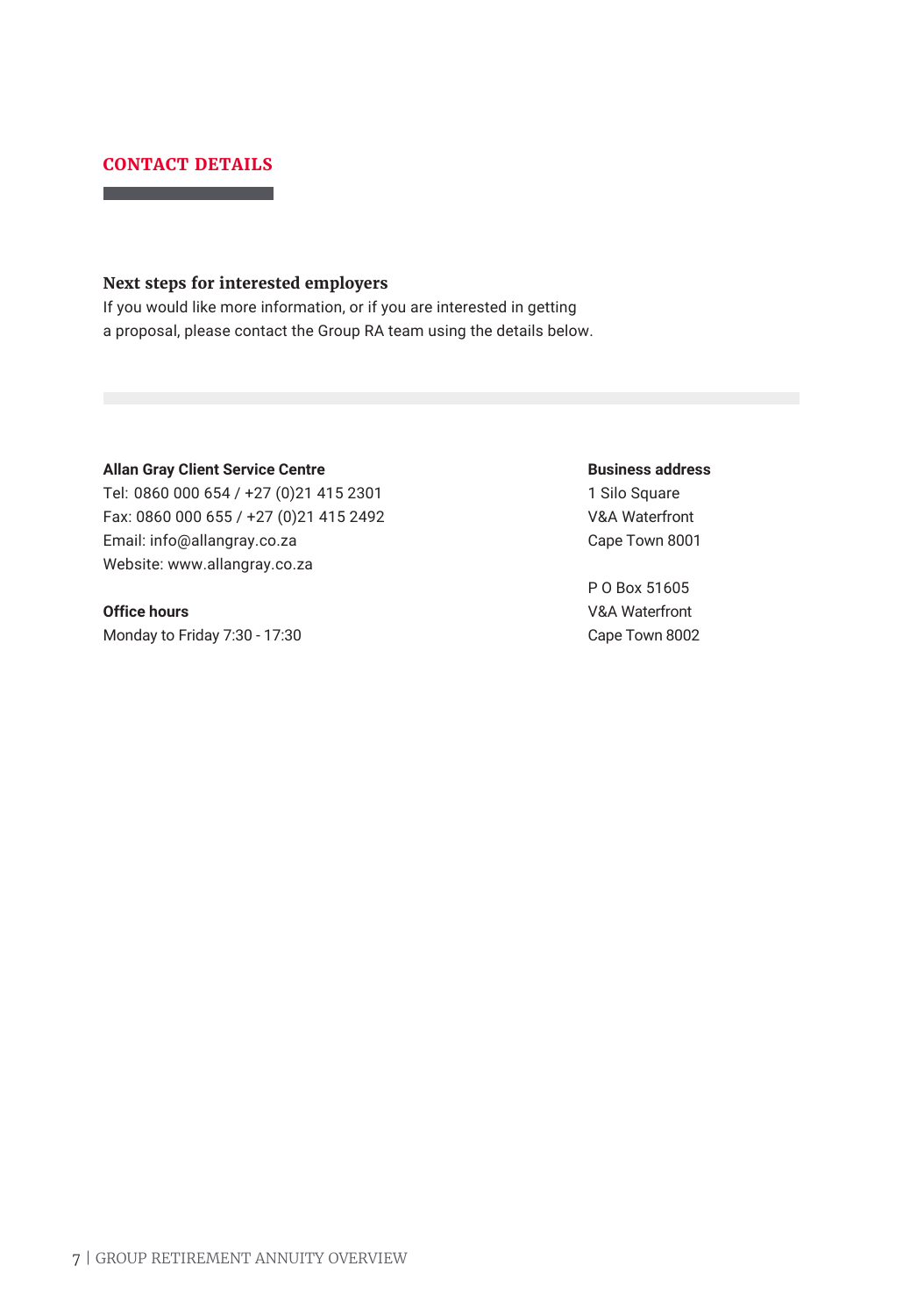## CONTACT DETAILS

### Next steps for interested employers

If you would like more information, or if you are interested in getting a proposal, please contact the Group RA team using the details below.

**Allan Gray Client Service Centre**
Tel: 0860 000 654 / +27 (0)21 415 2301
Fax: 0860 000 655 / +27 (0)21 415 2492
Email: info@allangray.co.za
Website: www.allangray.co.za

**Office hours**
Monday to Friday 7:30 - 17:30

**Business address**
1 Silo Square
V&A Waterfront
Cape Town 8001

P O Box 51605
V&A Waterfront
Cape Town 8002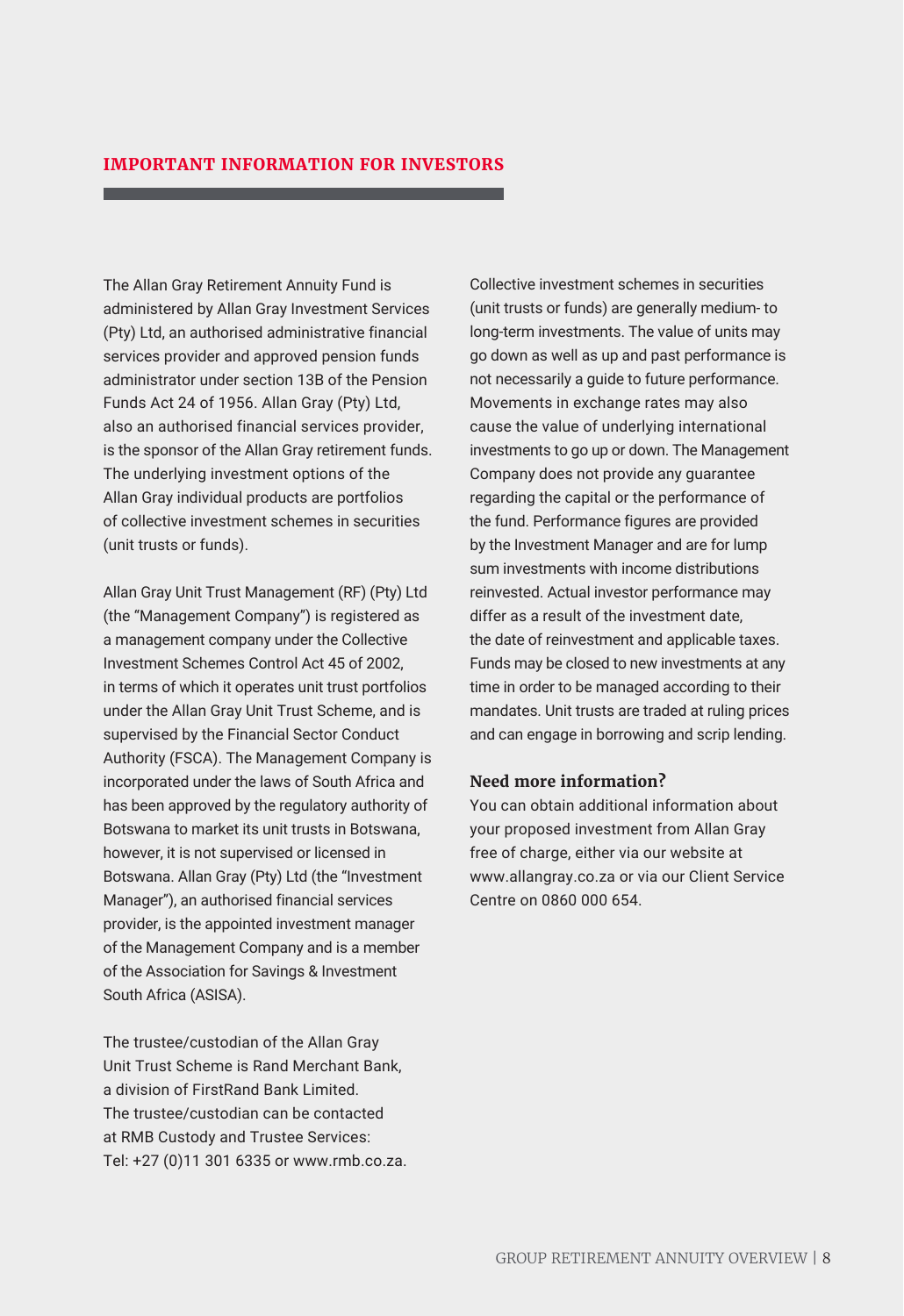## IMPORTANT INFORMATION FOR INVESTORS

The Allan Gray Retirement Annuity Fund is administered by Allan Gray Investment Services (Pty) Ltd, an authorised administrative financial services provider and approved pension funds administrator under section 13B of the Pension Funds Act 24 of 1956. Allan Gray (Pty) Ltd, also an authorised financial services provider, is the sponsor of the Allan Gray retirement funds. The underlying investment options of the Allan Gray individual products are portfolios of collective investment schemes in securities (unit trusts or funds).

Allan Gray Unit Trust Management (RF) (Pty) Ltd (the "Management Company") is registered as a management company under the Collective Investment Schemes Control Act 45 of 2002, in terms of which it operates unit trust portfolios under the Allan Gray Unit Trust Scheme, and is supervised by the Financial Sector Conduct Authority (FSCA). The Management Company is incorporated under the laws of South Africa and has been approved by the regulatory authority of Botswana to market its unit trusts in Botswana, however, it is not supervised or licensed in Botswana. Allan Gray (Pty) Ltd (the "Investment Manager"), an authorised financial services provider, is the appointed investment manager of the Management Company and is a member of the Association for Savings & Investment South Africa (ASISA).

The trustee/custodian of the Allan Gray Unit Trust Scheme is Rand Merchant Bank, a division of FirstRand Bank Limited. The trustee/custodian can be contacted at RMB Custody and Trustee Services: Tel: +27 (0)11 301 6335 or www.rmb.co.za.

Collective investment schemes in securities (unit trusts or funds) are generally medium- to long-term investments. The value of units may go down as well as up and past performance is not necessarily a guide to future performance. Movements in exchange rates may also cause the value of underlying international investments to go up or down. The Management Company does not provide any guarantee regarding the capital or the performance of the fund. Performance figures are provided by the Investment Manager and are for lump sum investments with income distributions reinvested. Actual investor performance may differ as a result of the investment date, the date of reinvestment and applicable taxes. Funds may be closed to new investments at any time in order to be managed according to their mandates. Unit trusts are traded at ruling prices and can engage in borrowing and scrip lending.

### Need more information?

You can obtain additional information about your proposed investment from Allan Gray free of charge, either via our website at www.allangray.co.za or via our Client Service Centre on 0860 000 654.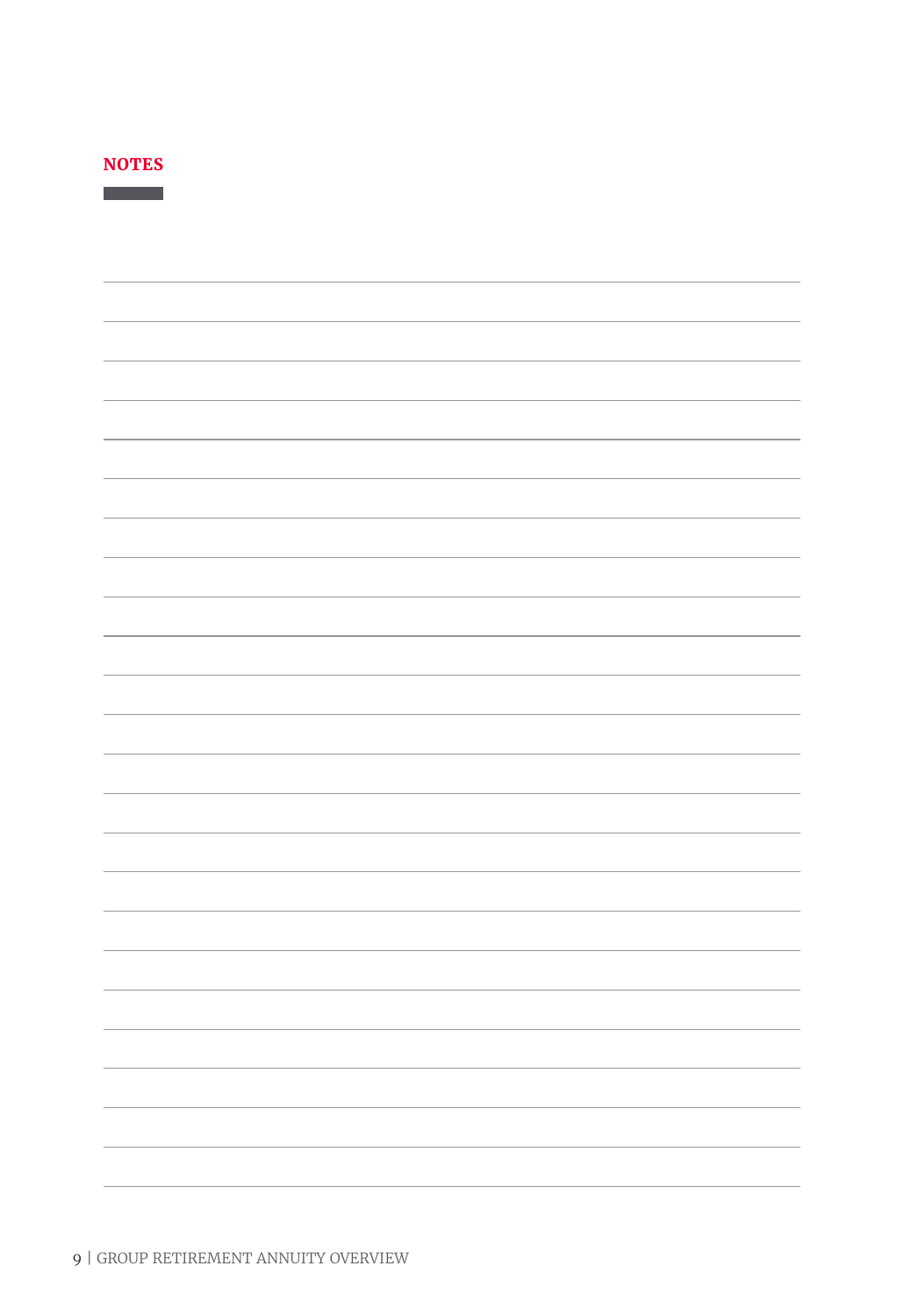## NOTES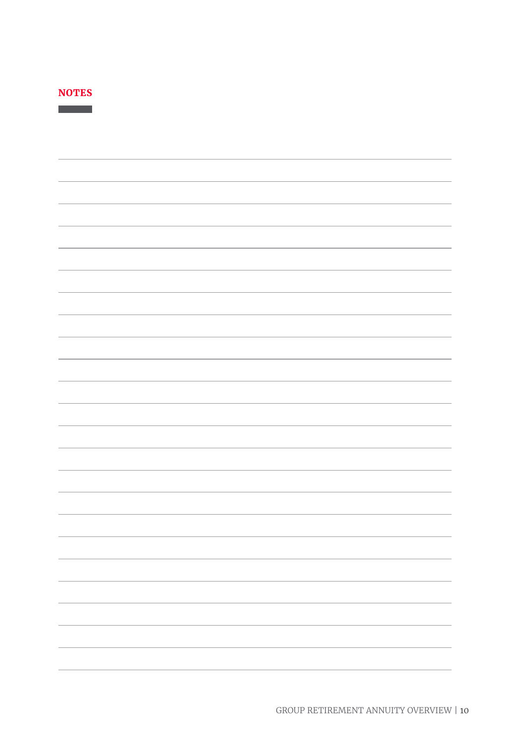## NOTES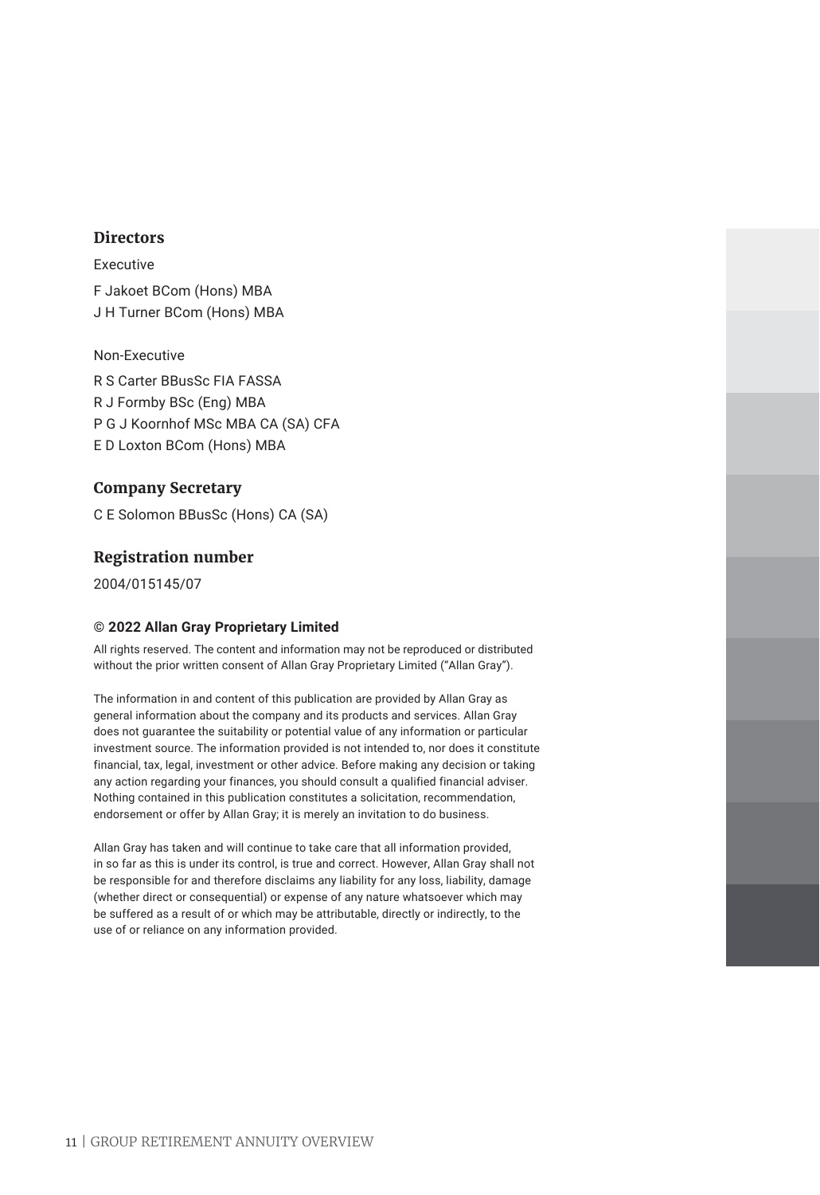## Directors

Executive

F Jakoet BCom (Hons) MBA
J H Turner BCom (Hons) MBA

Non-Executive

R S Carter BBusSc FIA FASSA
R J Formby BSc (Eng) MBA
P G J Koornhof MSc MBA CA (SA) CFA
E D Loxton BCom (Hons) MBA

## Company Secretary

C E Solomon BBusSc (Hons) CA (SA)

## Registration number

2004/015145/07

**© 2022 Allan Gray Proprietary Limited**

All rights reserved. The content and information may not be reproduced or distributed without the prior written consent of Allan Gray Proprietary Limited ("Allan Gray").

The information in and content of this publication are provided by Allan Gray as general information about the company and its products and services. Allan Gray does not guarantee the suitability or potential value of any information or particular investment source. The information provided is not intended to, nor does it constitute financial, tax, legal, investment or other advice. Before making any decision or taking any action regarding your finances, you should consult a qualified financial adviser. Nothing contained in this publication constitutes a solicitation, recommendation, endorsement or offer by Allan Gray; it is merely an invitation to do business.

Allan Gray has taken and will continue to take care that all information provided, in so far as this is under its control, is true and correct. However, Allan Gray shall not be responsible for and therefore disclaims any liability for any loss, liability, damage (whether direct or consequential) or expense of any nature whatsoever which may be suffered as a result of or which may be attributable, directly or indirectly, to the use of or reliance on any information provided.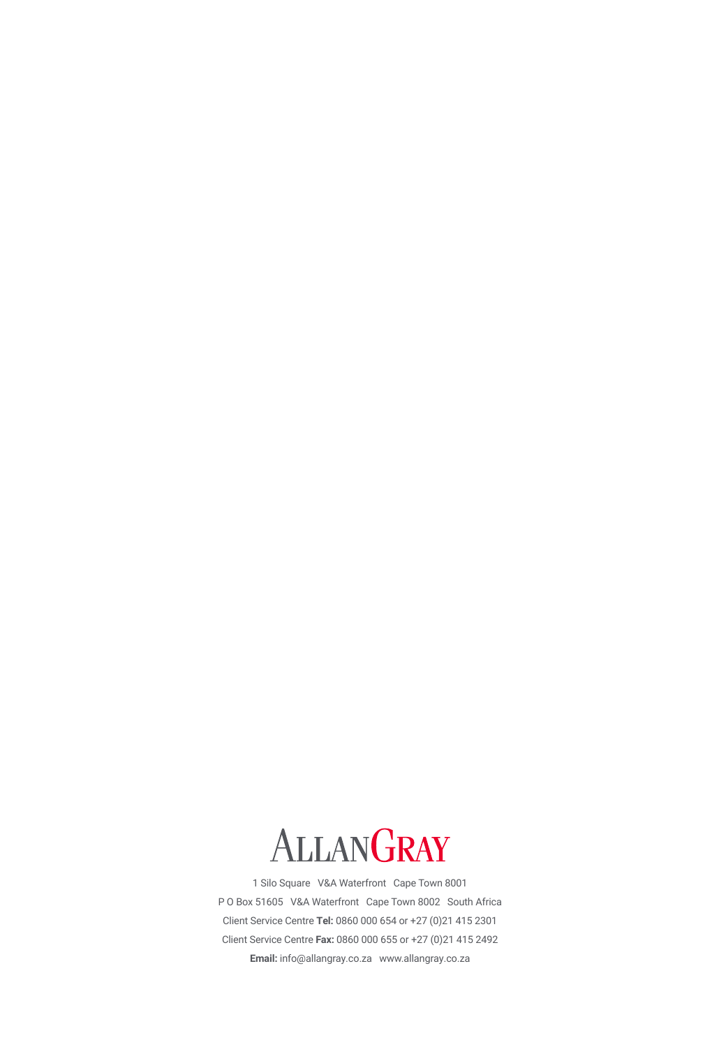ALLANGRAY

1 Silo Square   V&A Waterfront   Cape Town 8001

P O Box 51605   V&A Waterfront   Cape Town 8002   South Africa

Client Service Centre **Tel:** 0860 000 654 or +27 (0)21 415 2301

Client Service Centre **Fax:** 0860 000 655 or +27 (0)21 415 2492

**Email:** info@allangray.co.za   www.allangray.co.za